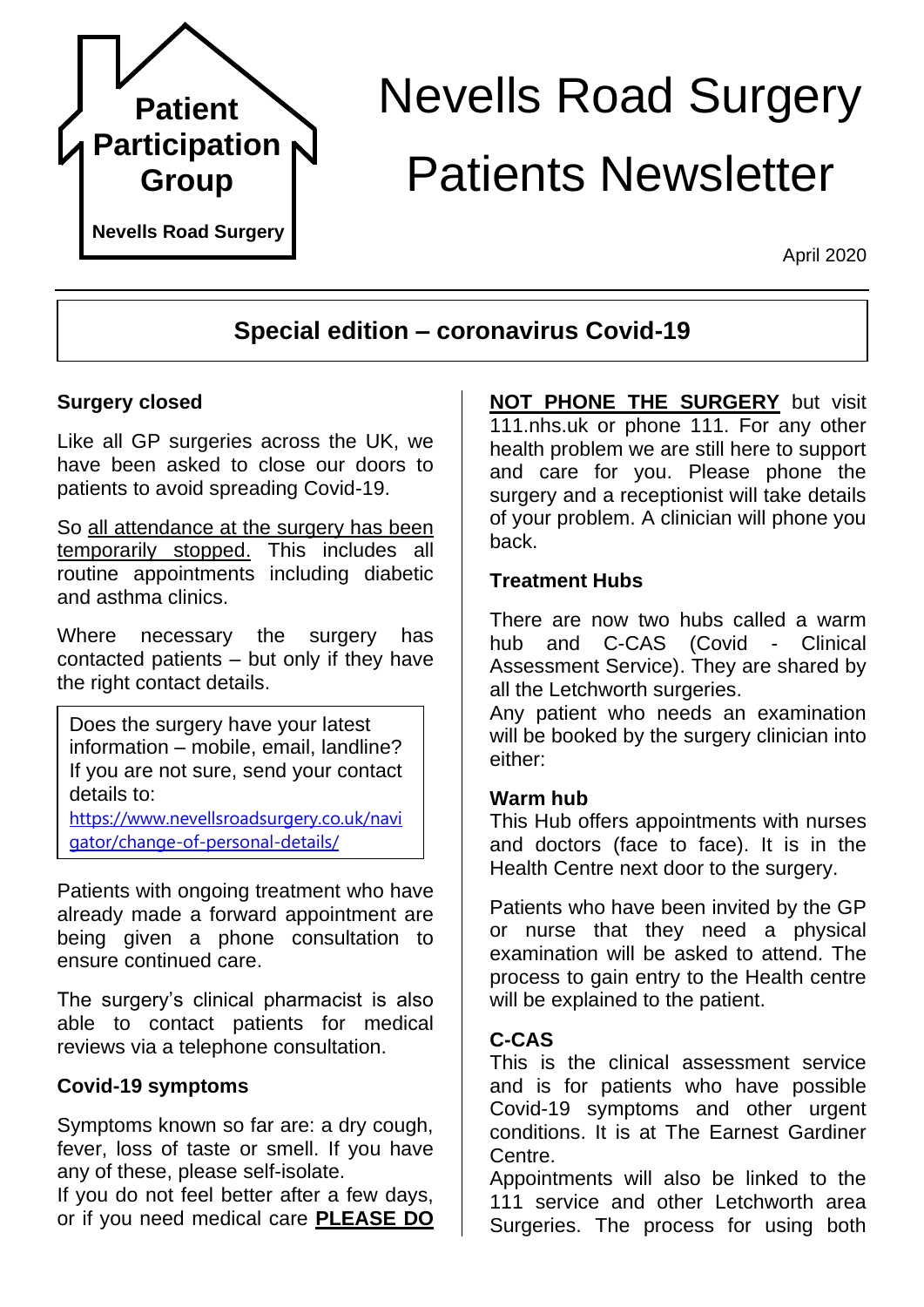Patient Participation Group

Nevells Road Surgery

# Nevells Road Surgery Patients Newsletter

April 2020

## Special edition – coronavirus Covid-19

### Surgery closed

Like all GP surgeries across the UK, we have been asked to close our doors to patients to avoid spreading Covid-19.

So all attendance at the surgery has been temporarily stopped. This includes all routine appointments including diabetic and asthma clinics.

Where necessary the surgery has contacted patients – but only if they have the right contact details.

> Does the surgery have your latest information – mobile, email, landline? If you are not sure, send your contact details to:
> https://www.nevellsroadsurgery.co.uk/navigator/change-of-personal-details/

Patients with ongoing treatment who have already made a forward appointment are being given a phone consultation to ensure continued care.

The surgery's clinical pharmacist is also able to contact patients for medical reviews via a telephone consultation.

### Covid-19 symptoms

Symptoms known so far are: a dry cough, fever, loss of taste or smell. If you have any of these, please self-isolate.

If you do not feel better after a few days, or if you need medical care **PLEASE DO NOT PHONE THE SURGERY** but visit 111.nhs.uk or phone 111. For any other health problem we are still here to support and care for you. Please phone the surgery and a receptionist will take details of your problem. A clinician will phone you back.

### Treatment Hubs

There are now two hubs called a warm hub and C-CAS (Covid - Clinical Assessment Service). They are shared by all the Letchworth surgeries.

Any patient who needs an examination will be booked by the surgery clinician into either:

**Warm hub**

This Hub offers appointments with nurses and doctors (face to face). It is in the Health Centre next door to the surgery.

Patients who have been invited by the GP or nurse that they need a physical examination will be asked to attend. The process to gain entry to the Health centre will be explained to the patient.

**C-CAS**

This is the clinical assessment service and is for patients who have possible Covid-19 symptoms and other urgent conditions. It is at The Earnest Gardiner Centre.

Appointments will also be linked to the 111 service and other Letchworth area Surgeries. The process for using both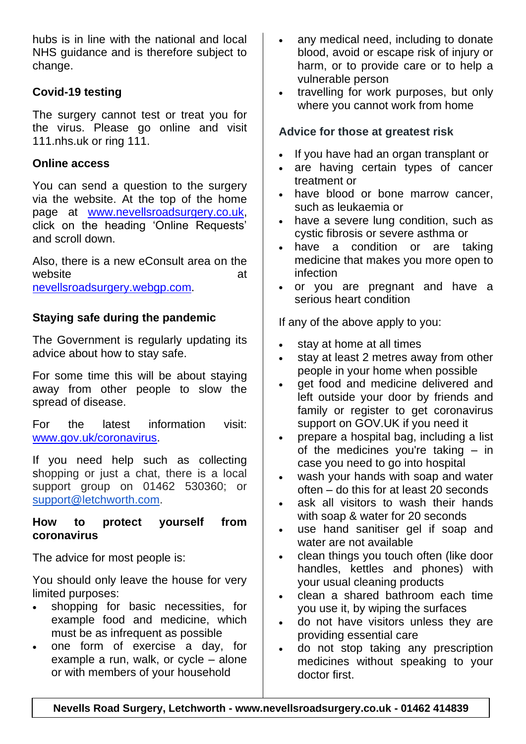hubs is in line with the national and local NHS guidance and is therefore subject to change.

**Covid-19 testing**

The surgery cannot test or treat you for the virus. Please go online and visit 111.nhs.uk or ring 111.

**Online access**

You can send a question to the surgery via the website. At the top of the home page at www.nevellsroadsurgery.co.uk, click on the heading 'Online Requests' and scroll down.

Also, there is a new eConsult area on the website at nevellsroadsurgery.webgp.com.

**Staying safe during the pandemic**

The Government is regularly updating its advice about how to stay safe.

For some time this will be about staying away from other people to slow the spread of disease.

For the latest information visit: www.gov.uk/coronavirus.

If you need help such as collecting shopping or just a chat, there is a local support group on 01462 530360; or support@letchworth.com.

**How to protect yourself from coronavirus**

The advice for most people is:

You should only leave the house for very limited purposes:

- shopping for basic necessities, for example food and medicine, which must be as infrequent as possible
- one form of exercise a day, for example a run, walk, or cycle – alone or with members of your household
- any medical need, including to donate blood, avoid or escape risk of injury or harm, or to provide care or to help a vulnerable person
- travelling for work purposes, but only where you cannot work from home

**Advice for those at greatest risk**

- If you have had an organ transplant or
- are having certain types of cancer treatment or
- have blood or bone marrow cancer, such as leukaemia or
- have a severe lung condition, such as cystic fibrosis or severe asthma or
- have a condition or are taking medicine that makes you more open to infection
- or you are pregnant and have a serious heart condition

If any of the above apply to you:

- stay at home at all times
- stay at least 2 metres away from other people in your home when possible
- get food and medicine delivered and left outside your door by friends and family or register to get coronavirus support on GOV.UK if you need it
- prepare a hospital bag, including a list of the medicines you're taking – in case you need to go into hospital
- wash your hands with soap and water often – do this for at least 20 seconds
- ask all visitors to wash their hands with soap & water for 20 seconds
- use hand sanitiser gel if soap and water are not available
- clean things you touch often (like door handles, kettles and phones) with your usual cleaning products
- clean a shared bathroom each time you use it, by wiping the surfaces
- do not have visitors unless they are providing essential care
- do not stop taking any prescription medicines without speaking to your doctor first.

**Nevells Road Surgery, Letchworth - www.nevellsroadsurgery.co.uk - 01462 414839**